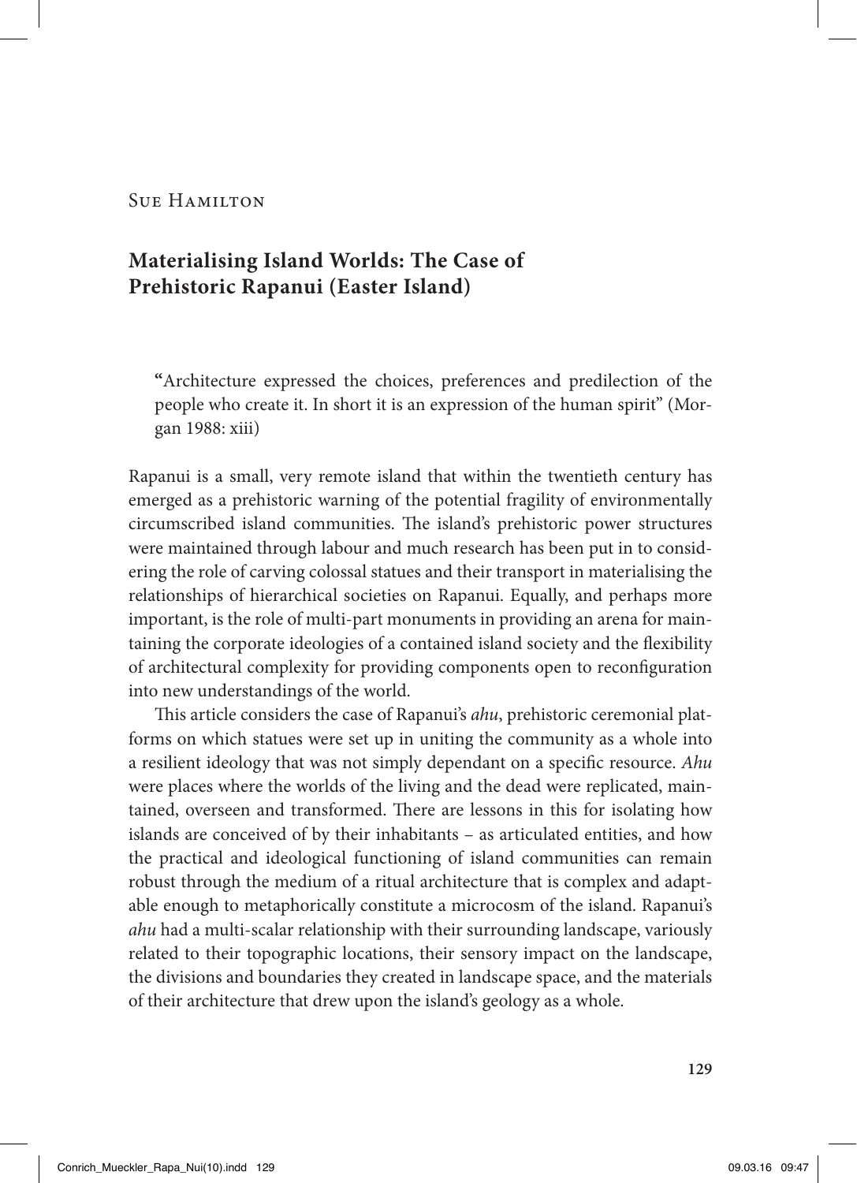Sue Hamilton

# Materialising Island Worlds: The Case of Prehistoric Rapanui (Easter Island)

> "Architecture expressed the choices, preferences and predilection of the people who create it. In short it is an expression of the human spirit" (Morgan 1988: xiii)

Rapanui is a small, very remote island that within the twentieth century has emerged as a prehistoric warning of the potential fragility of environmentally circumscribed island communities. The island's prehistoric power structures were maintained through labour and much research has been put in to considering the role of carving colossal statues and their transport in materialising the relationships of hierarchical societies on Rapanui. Equally, and perhaps more important, is the role of multi-part monuments in providing an arena for maintaining the corporate ideologies of a contained island society and the flexibility of architectural complexity for providing components open to reconfiguration into new understandings of the world.

This article considers the case of Rapanui's *ahu*, prehistoric ceremonial platforms on which statues were set up in uniting the community as a whole into a resilient ideology that was not simply dependant on a specific resource. *Ahu* were places where the worlds of the living and the dead were replicated, maintained, overseen and transformed. There are lessons in this for isolating how islands are conceived of by their inhabitants – as articulated entities, and how the practical and ideological functioning of island communities can remain robust through the medium of a ritual architecture that is complex and adaptable enough to metaphorically constitute a microcosm of the island. Rapanui's *ahu* had a multi-scalar relationship with their surrounding landscape, variously related to their topographic locations, their sensory impact on the landscape, the divisions and boundaries they created in landscape space, and the materials of their architecture that drew upon the island's geology as a whole.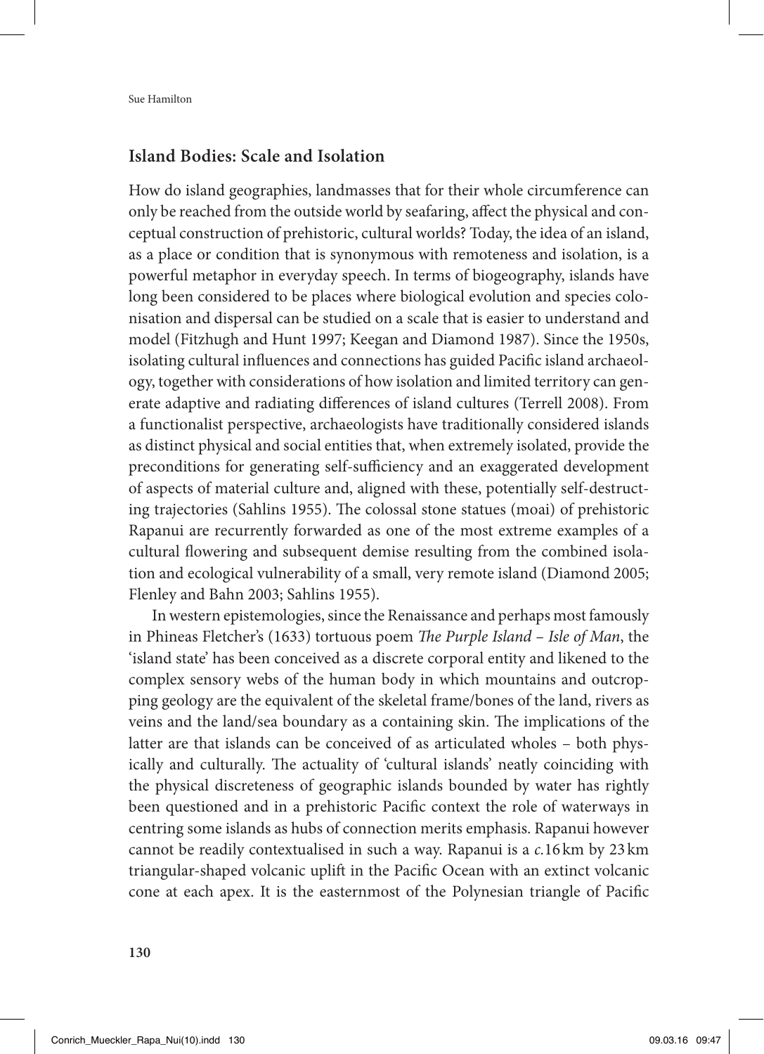## Island Bodies: Scale and Isolation

How do island geographies, landmasses that for their whole circumference can only be reached from the outside world by seafaring, affect the physical and conceptual construction of prehistoric, cultural worlds? Today, the idea of an island, as a place or condition that is synonymous with remoteness and isolation, is a powerful metaphor in everyday speech. In terms of biogeography, islands have long been considered to be places where biological evolution and species colonisation and dispersal can be studied on a scale that is easier to understand and model (Fitzhugh and Hunt 1997; Keegan and Diamond 1987). Since the 1950s, isolating cultural influences and connections has guided Pacific island archaeology, together with considerations of how isolation and limited territory can generate adaptive and radiating differences of island cultures (Terrell 2008). From a functionalist perspective, archaeologists have traditionally considered islands as distinct physical and social entities that, when extremely isolated, provide the preconditions for generating self-sufficiency and an exaggerated development of aspects of material culture and, aligned with these, potentially self-destructing trajectories (Sahlins 1955). The colossal stone statues (moai) of prehistoric Rapanui are recurrently forwarded as one of the most extreme examples of a cultural flowering and subsequent demise resulting from the combined isolation and ecological vulnerability of a small, very remote island (Diamond 2005; Flenley and Bahn 2003; Sahlins 1955).

In western epistemologies, since the Renaissance and perhaps most famously in Phineas Fletcher's (1633) tortuous poem *The Purple Island – Isle of Man*, the 'island state' has been conceived as a discrete corporal entity and likened to the complex sensory webs of the human body in which mountains and outcropping geology are the equivalent of the skeletal frame/bones of the land, rivers as veins and the land/sea boundary as a containing skin. The implications of the latter are that islands can be conceived of as articulated wholes – both physically and culturally. The actuality of 'cultural islands' neatly coinciding with the physical discreteness of geographic islands bounded by water has rightly been questioned and in a prehistoric Pacific context the role of waterways in centring some islands as hubs of connection merits emphasis. Rapanui however cannot be readily contextualised in such a way. Rapanui is a *c.*16 km by 23 km triangular-shaped volcanic uplift in the Pacific Ocean with an extinct volcanic cone at each apex. It is the easternmost of the Polynesian triangle of Pacific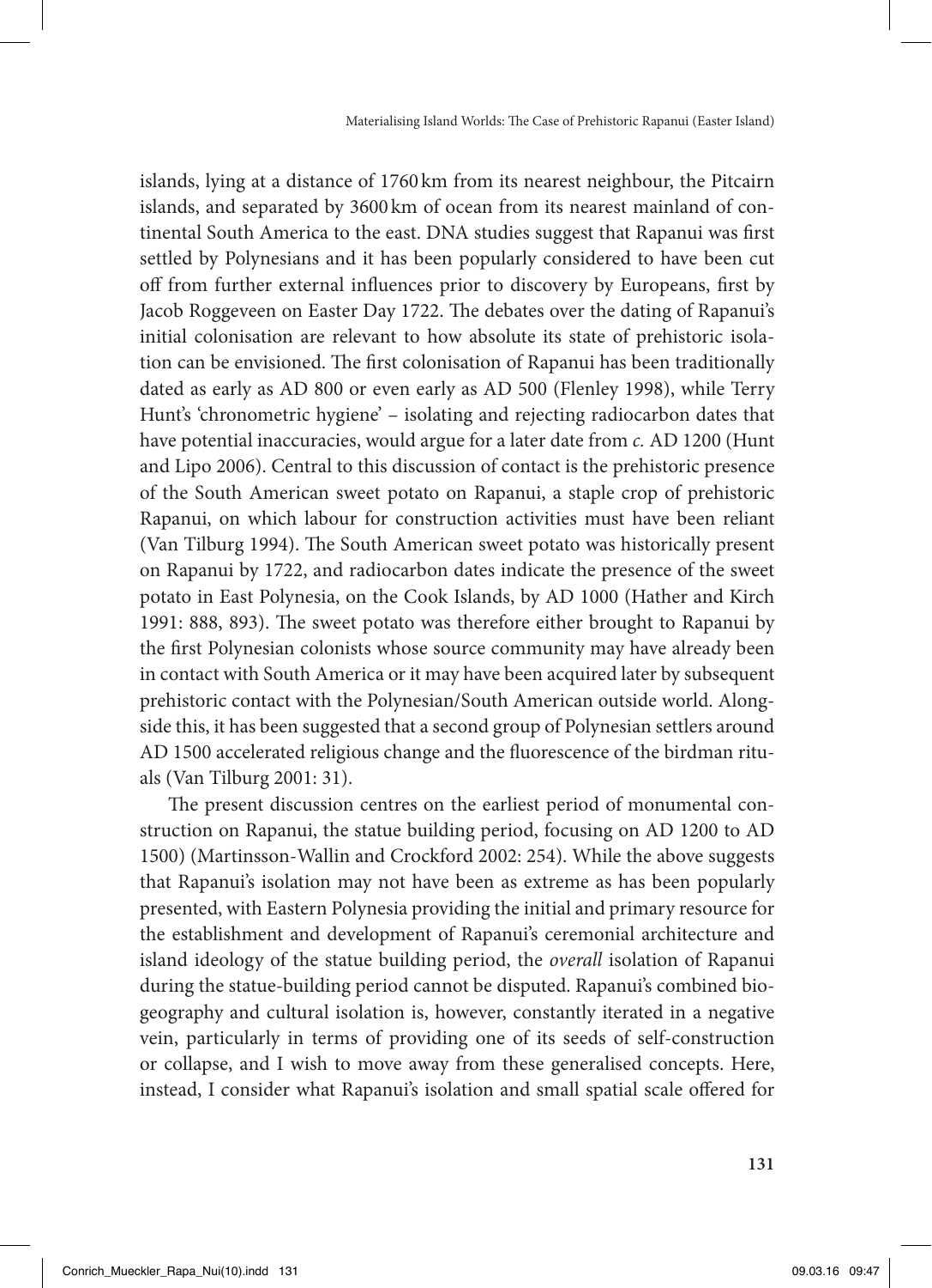islands, lying at a distance of 1760 km from its nearest neighbour, the Pitcairn islands, and separated by 3600 km of ocean from its nearest mainland of continental South America to the east. DNA studies suggest that Rapanui was first settled by Polynesians and it has been popularly considered to have been cut off from further external influences prior to discovery by Europeans, first by Jacob Roggeveen on Easter Day 1722. The debates over the dating of Rapanui's initial colonisation are relevant to how absolute its state of prehistoric isolation can be envisioned. The first colonisation of Rapanui has been traditionally dated as early as AD 800 or even early as AD 500 (Flenley 1998), while Terry Hunt's 'chronometric hygiene' – isolating and rejecting radiocarbon dates that have potential inaccuracies, would argue for a later date from *c.* AD 1200 (Hunt and Lipo 2006). Central to this discussion of contact is the prehistoric presence of the South American sweet potato on Rapanui, a staple crop of prehistoric Rapanui, on which labour for construction activities must have been reliant (Van Tilburg 1994). The South American sweet potato was historically present on Rapanui by 1722, and radiocarbon dates indicate the presence of the sweet potato in East Polynesia, on the Cook Islands, by AD 1000 (Hather and Kirch 1991: 888, 893). The sweet potato was therefore either brought to Rapanui by the first Polynesian colonists whose source community may have already been in contact with South America or it may have been acquired later by subsequent prehistoric contact with the Polynesian/South American outside world. Alongside this, it has been suggested that a second group of Polynesian settlers around AD 1500 accelerated religious change and the fluorescence of the birdman rituals (Van Tilburg 2001: 31).

The present discussion centres on the earliest period of monumental construction on Rapanui, the statue building period, focusing on AD 1200 to AD 1500) (Martinsson-Wallin and Crockford 2002: 254). While the above suggests that Rapanui's isolation may not have been as extreme as has been popularly presented, with Eastern Polynesia providing the initial and primary resource for the establishment and development of Rapanui's ceremonial architecture and island ideology of the statue building period, the *overall* isolation of Rapanui during the statue-building period cannot be disputed. Rapanui's combined biogeography and cultural isolation is, however, constantly iterated in a negative vein, particularly in terms of providing one of its seeds of self-construction or collapse, and I wish to move away from these generalised concepts. Here, instead, I consider what Rapanui's isolation and small spatial scale offered for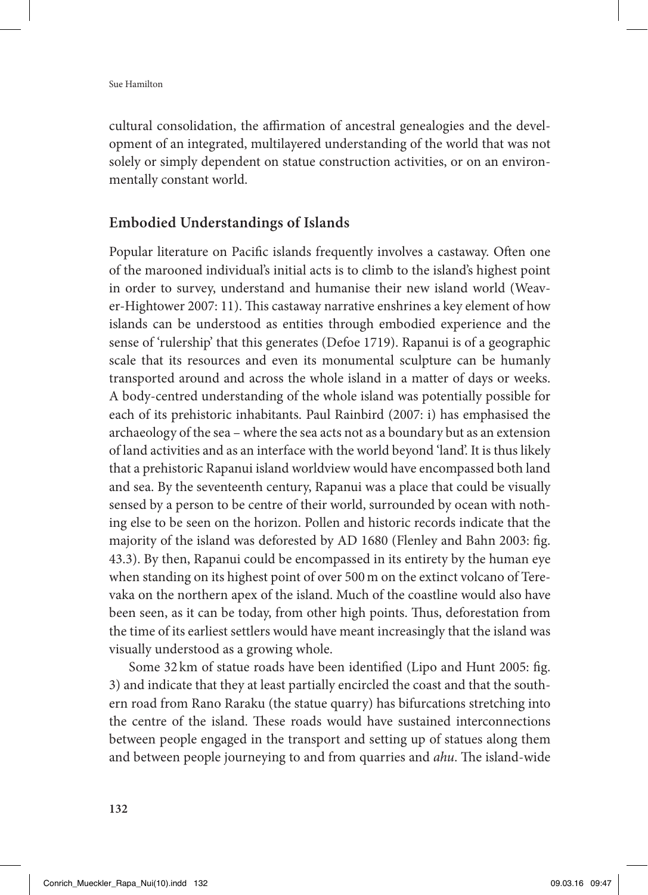cultural consolidation, the affirmation of ancestral genealogies and the development of an integrated, multilayered understanding of the world that was not solely or simply dependent on statue construction activities, or on an environmentally constant world.

## Embodied Understandings of Islands

Popular literature on Pacific islands frequently involves a castaway. Often one of the marooned individual's initial acts is to climb to the island's highest point in order to survey, understand and humanise their new island world (Weaver-Hightower 2007: 11). This castaway narrative enshrines a key element of how islands can be understood as entities through embodied experience and the sense of 'rulership' that this generates (Defoe 1719). Rapanui is of a geographic scale that its resources and even its monumental sculpture can be humanly transported around and across the whole island in a matter of days or weeks. A body-centred understanding of the whole island was potentially possible for each of its prehistoric inhabitants. Paul Rainbird (2007: i) has emphasised the archaeology of the sea – where the sea acts not as a boundary but as an extension of land activities and as an interface with the world beyond 'land'. It is thus likely that a prehistoric Rapanui island worldview would have encompassed both land and sea. By the seventeenth century, Rapanui was a place that could be visually sensed by a person to be centre of their world, surrounded by ocean with nothing else to be seen on the horizon. Pollen and historic records indicate that the majority of the island was deforested by AD 1680 (Flenley and Bahn 2003: fig. 43.3). By then, Rapanui could be encompassed in its entirety by the human eye when standing on its highest point of over 500 m on the extinct volcano of Terevaka on the northern apex of the island. Much of the coastline would also have been seen, as it can be today, from other high points. Thus, deforestation from the time of its earliest settlers would have meant increasingly that the island was visually understood as a growing whole.

Some 32 km of statue roads have been identified (Lipo and Hunt 2005: fig. 3) and indicate that they at least partially encircled the coast and that the southern road from Rano Raraku (the statue quarry) has bifurcations stretching into the centre of the island. These roads would have sustained interconnections between people engaged in the transport and setting up of statues along them and between people journeying to and from quarries and *ahu*. The island-wide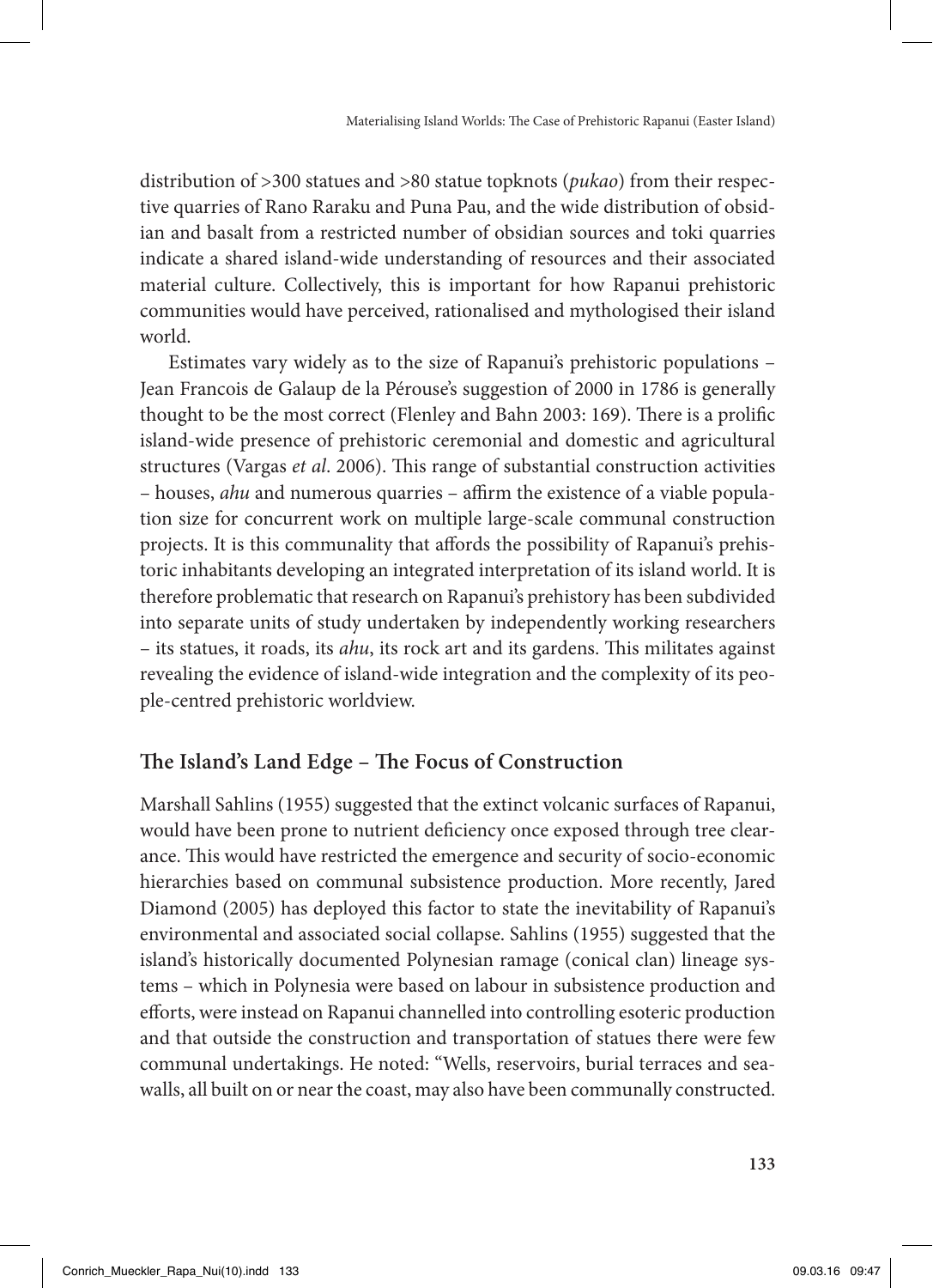distribution of >300 statues and >80 statue topknots (*pukao*) from their respective quarries of Rano Raraku and Puna Pau, and the wide distribution of obsidian and basalt from a restricted number of obsidian sources and toki quarries indicate a shared island-wide understanding of resources and their associated material culture. Collectively, this is important for how Rapanui prehistoric communities would have perceived, rationalised and mythologised their island world.

Estimates vary widely as to the size of Rapanui's prehistoric populations – Jean Francois de Galaup de la Pérouse's suggestion of 2000 in 1786 is generally thought to be the most correct (Flenley and Bahn 2003: 169). There is a prolific island-wide presence of prehistoric ceremonial and domestic and agricultural structures (Vargas *et al*. 2006). This range of substantial construction activities – houses, *ahu* and numerous quarries – affirm the existence of a viable population size for concurrent work on multiple large-scale communal construction projects. It is this communality that affords the possibility of Rapanui's prehistoric inhabitants developing an integrated interpretation of its island world. It is therefore problematic that research on Rapanui's prehistory has been subdivided into separate units of study undertaken by independently working researchers – its statues, it roads, its *ahu*, its rock art and its gardens. This militates against revealing the evidence of island-wide integration and the complexity of its people-centred prehistoric worldview.

## The Island's Land Edge – The Focus of Construction

Marshall Sahlins (1955) suggested that the extinct volcanic surfaces of Rapanui, would have been prone to nutrient deficiency once exposed through tree clearance. This would have restricted the emergence and security of socio-economic hierarchies based on communal subsistence production. More recently, Jared Diamond (2005) has deployed this factor to state the inevitability of Rapanui's environmental and associated social collapse. Sahlins (1955) suggested that the island's historically documented Polynesian ramage (conical clan) lineage systems – which in Polynesia were based on labour in subsistence production and efforts, were instead on Rapanui channelled into controlling esoteric production and that outside the construction and transportation of statues there were few communal undertakings. He noted: "Wells, reservoirs, burial terraces and seawalls, all built on or near the coast, may also have been communally constructed.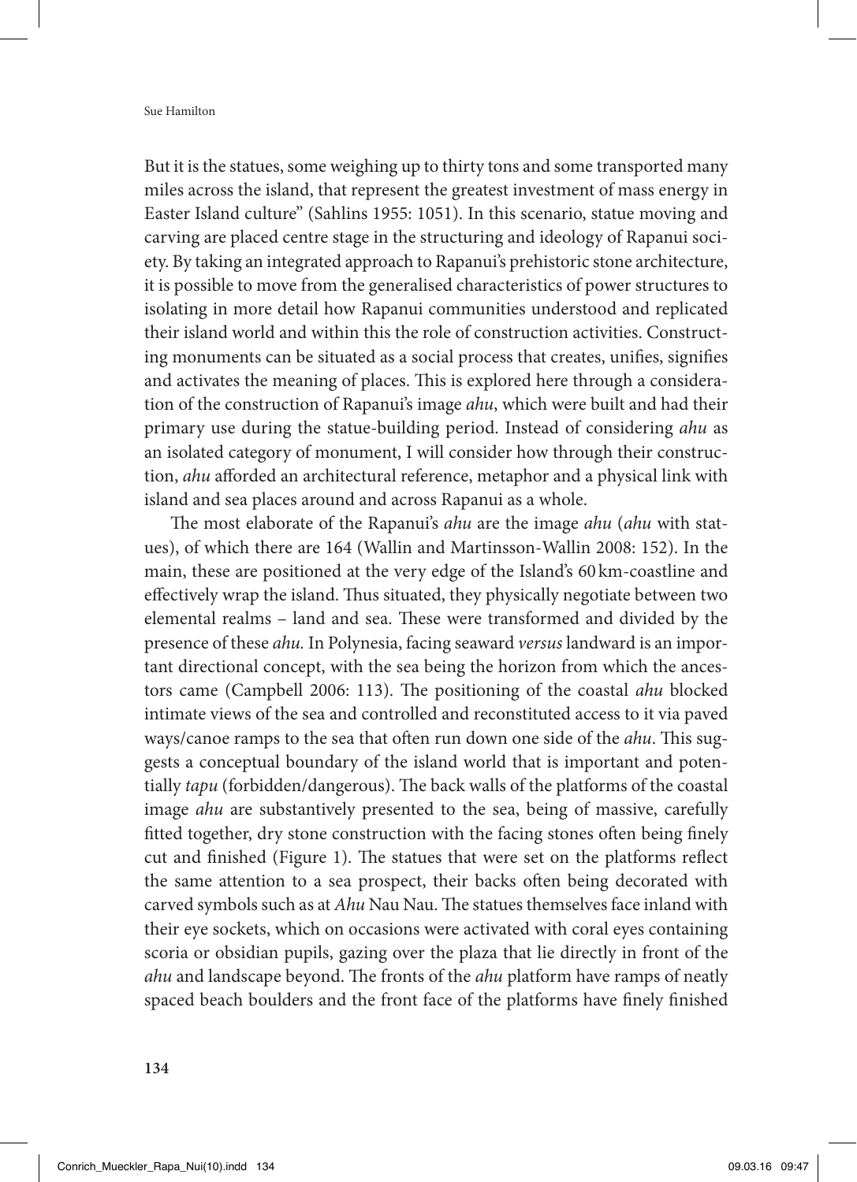But it is the statues, some weighing up to thirty tons and some transported many miles across the island, that represent the greatest investment of mass energy in Easter Island culture" (Sahlins 1955: 1051). In this scenario, statue moving and carving are placed centre stage in the structuring and ideology of Rapanui society. By taking an integrated approach to Rapanui's prehistoric stone architecture, it is possible to move from the generalised characteristics of power structures to isolating in more detail how Rapanui communities understood and replicated their island world and within this the role of construction activities. Constructing monuments can be situated as a social process that creates, unifies, signifies and activates the meaning of places. This is explored here through a consideration of the construction of Rapanui's image *ahu*, which were built and had their primary use during the statue-building period. Instead of considering *ahu* as an isolated category of monument, I will consider how through their construction, *ahu* afforded an architectural reference, metaphor and a physical link with island and sea places around and across Rapanui as a whole.

The most elaborate of the Rapanui's *ahu* are the image *ahu* (*ahu* with statues), of which there are 164 (Wallin and Martinsson-Wallin 2008: 152). In the main, these are positioned at the very edge of the Island's 60 km-coastline and effectively wrap the island. Thus situated, they physically negotiate between two elemental realms – land and sea. These were transformed and divided by the presence of these *ahu.* In Polynesia, facing seaward *versus* landward is an important directional concept, with the sea being the horizon from which the ancestors came (Campbell 2006: 113). The positioning of the coastal *ahu* blocked intimate views of the sea and controlled and reconstituted access to it via paved ways/canoe ramps to the sea that often run down one side of the *ahu*. This suggests a conceptual boundary of the island world that is important and potentially *tapu* (forbidden/dangerous). The back walls of the platforms of the coastal image *ahu* are substantively presented to the sea, being of massive, carefully fitted together, dry stone construction with the facing stones often being finely cut and finished (Figure 1). The statues that were set on the platforms reflect the same attention to a sea prospect, their backs often being decorated with carved symbols such as at *Ahu* Nau Nau. The statues themselves face inland with their eye sockets, which on occasions were activated with coral eyes containing scoria or obsidian pupils, gazing over the plaza that lie directly in front of the *ahu* and landscape beyond. The fronts of the *ahu* platform have ramps of neatly spaced beach boulders and the front face of the platforms have finely finished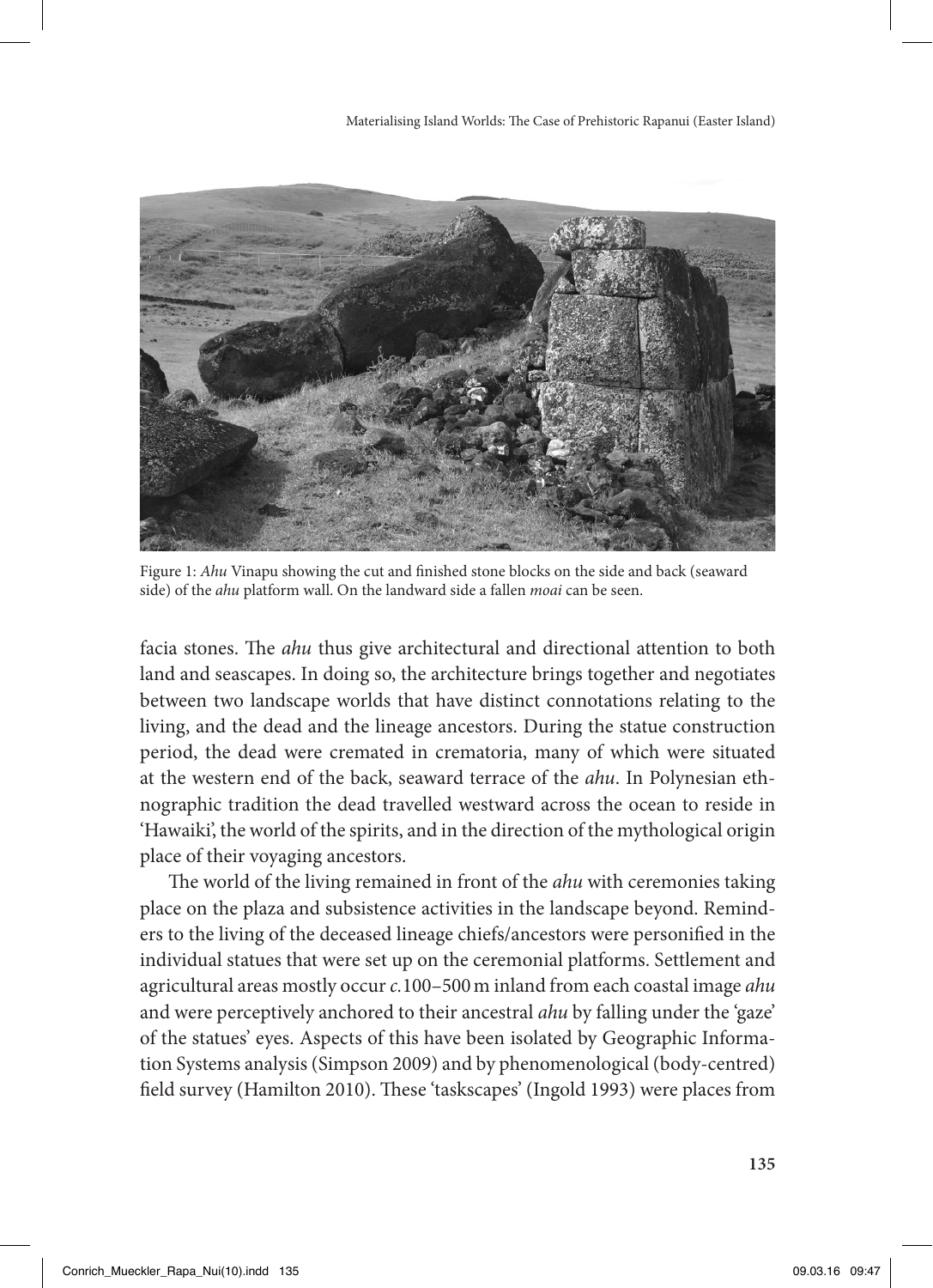Figure 1: *Ahu* Vinapu showing the cut and finished stone blocks on the side and back (seaward side) of the *ahu* platform wall. On the landward side a fallen *moai* can be seen.

facia stones. The *ahu* thus give architectural and directional attention to both land and seascapes. In doing so, the architecture brings together and negotiates between two landscape worlds that have distinct connotations relating to the living, and the dead and the lineage ancestors. During the statue construction period, the dead were cremated in crematoria, many of which were situated at the western end of the back, seaward terrace of the *ahu*. In Polynesian ethnographic tradition the dead travelled westward across the ocean to reside in 'Hawaiki', the world of the spirits, and in the direction of the mythological origin place of their voyaging ancestors.

The world of the living remained in front of the *ahu* with ceremonies taking place on the plaza and subsistence activities in the landscape beyond. Reminders to the living of the deceased lineage chiefs/ancestors were personified in the individual statues that were set up on the ceremonial platforms. Settlement and agricultural areas mostly occur *c.*100–500 m inland from each coastal image *ahu* and were perceptively anchored to their ancestral *ahu* by falling under the 'gaze' of the statues' eyes. Aspects of this have been isolated by Geographic Information Systems analysis (Simpson 2009) and by phenomenological (body-centred) field survey (Hamilton 2010). These 'taskscapes' (Ingold 1993) were places from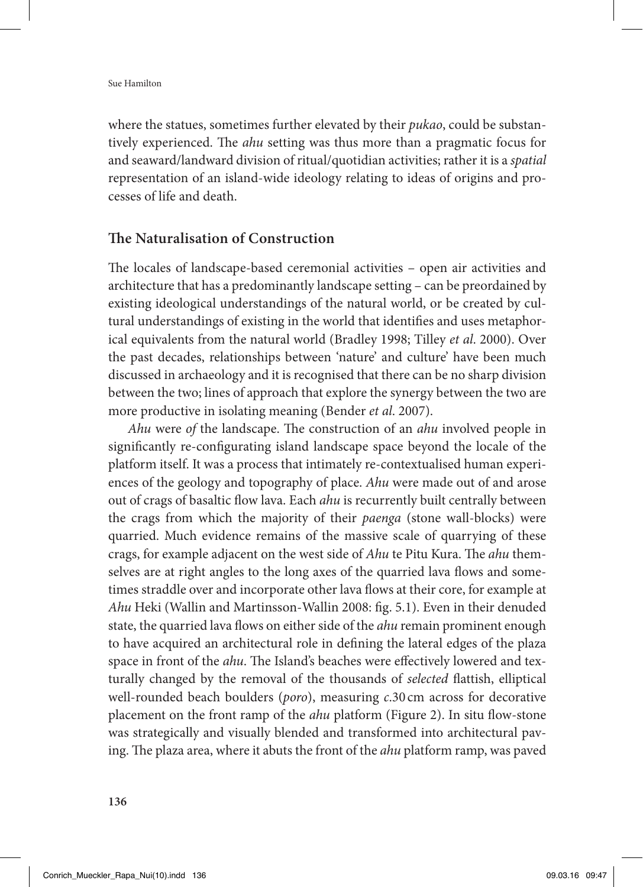where the statues, sometimes further elevated by their *pukao*, could be substantively experienced. The *ahu* setting was thus more than a pragmatic focus for and seaward/landward division of ritual/quotidian activities; rather it is a *spatial* representation of an island-wide ideology relating to ideas of origins and processes of life and death.

## The Naturalisation of Construction

The locales of landscape-based ceremonial activities – open air activities and architecture that has a predominantly landscape setting – can be preordained by existing ideological understandings of the natural world, or be created by cultural understandings of existing in the world that identifies and uses metaphorical equivalents from the natural world (Bradley 1998; Tilley *et al*. 2000). Over the past decades, relationships between 'nature' and culture' have been much discussed in archaeology and it is recognised that there can be no sharp division between the two; lines of approach that explore the synergy between the two are more productive in isolating meaning (Bender *et al*. 2007).

*Ahu* were *of* the landscape. The construction of an *ahu* involved people in significantly re-configurating island landscape space beyond the locale of the platform itself. It was a process that intimately re-contextualised human experiences of the geology and topography of place. *Ahu* were made out of and arose out of crags of basaltic flow lava. Each *ahu* is recurrently built centrally between the crags from which the majority of their *paenga* (stone wall-blocks) were quarried. Much evidence remains of the massive scale of quarrying of these crags, for example adjacent on the west side of *Ahu* te Pitu Kura. The *ahu* themselves are at right angles to the long axes of the quarried lava flows and sometimes straddle over and incorporate other lava flows at their core, for example at *Ahu* Heki (Wallin and Martinsson-Wallin 2008: fig. 5.1). Even in their denuded state, the quarried lava flows on either side of the *ahu* remain prominent enough to have acquired an architectural role in defining the lateral edges of the plaza space in front of the *ahu*. The Island's beaches were effectively lowered and texturally changed by the removal of the thousands of *selected* flattish, elliptical well-rounded beach boulders (*poro*), measuring *c*.30 cm across for decorative placement on the front ramp of the *ahu* platform (Figure 2). In situ flow-stone was strategically and visually blended and transformed into architectural paving. The plaza area, where it abuts the front of the *ahu* platform ramp, was paved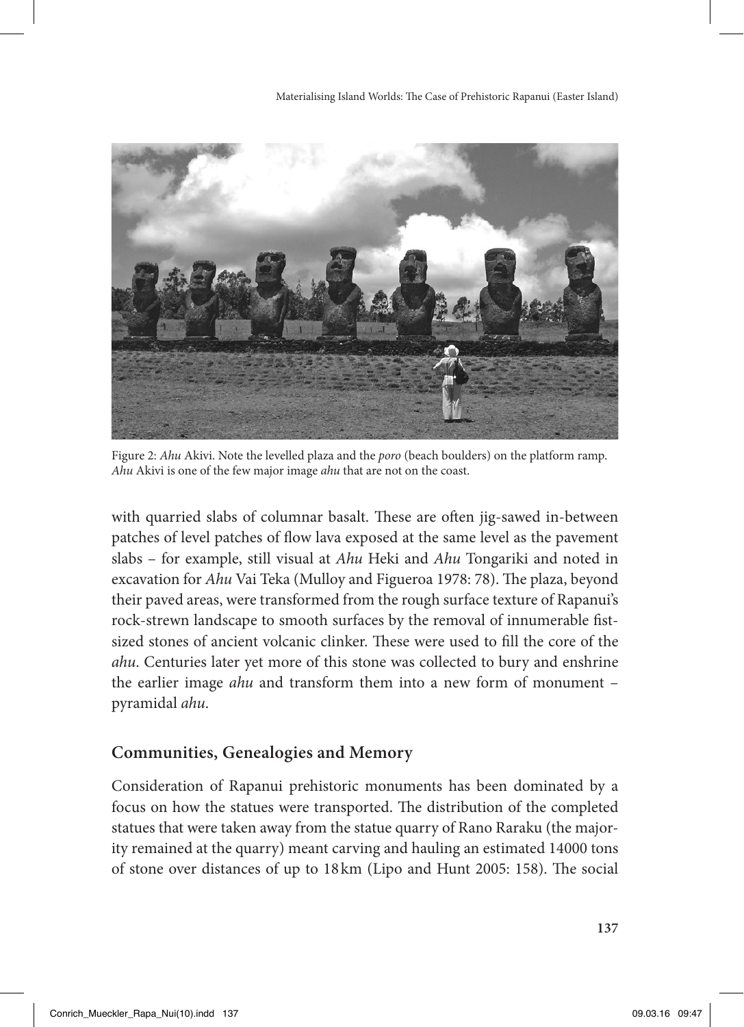Figure 2: *Ahu* Akivi. Note the levelled plaza and the *poro* (beach boulders) on the platform ramp. *Ahu* Akivi is one of the few major image *ahu* that are not on the coast.

with quarried slabs of columnar basalt. These are often jig-sawed in-between patches of level patches of flow lava exposed at the same level as the pavement slabs – for example, still visual at *Ahu* Heki and *Ahu* Tongariki and noted in excavation for *Ahu* Vai Teka (Mulloy and Figueroa 1978: 78). The plaza, beyond their paved areas, were transformed from the rough surface texture of Rapanui's rock-strewn landscape to smooth surfaces by the removal of innumerable fist-sized stones of ancient volcanic clinker. These were used to fill the core of the *ahu*. Centuries later yet more of this stone was collected to bury and enshrine the earlier image *ahu* and transform them into a new form of monument – pyramidal *ahu*.

## Communities, Genealogies and Memory

Consideration of Rapanui prehistoric monuments has been dominated by a focus on how the statues were transported. The distribution of the completed statues that were taken away from the statue quarry of Rano Raraku (the majority remained at the quarry) meant carving and hauling an estimated 14000 tons of stone over distances of up to 18 km (Lipo and Hunt 2005: 158). The social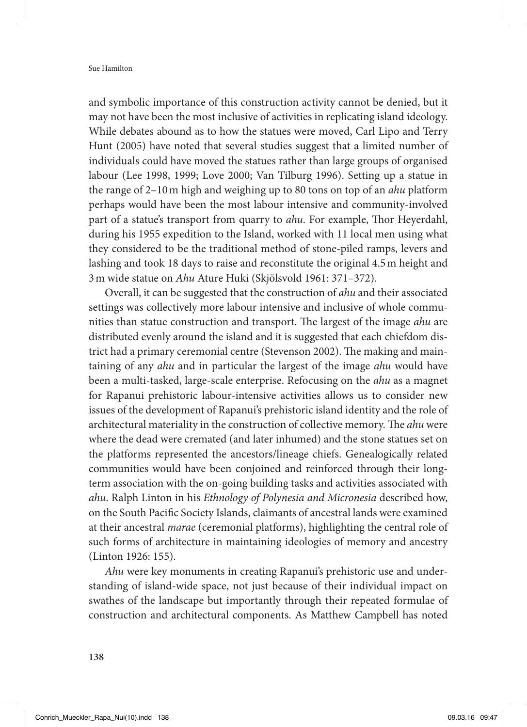and symbolic importance of this construction activity cannot be denied, but it may not have been the most inclusive of activities in replicating island ideology. While debates abound as to how the statues were moved, Carl Lipo and Terry Hunt (2005) have noted that several studies suggest that a limited number of individuals could have moved the statues rather than large groups of organised labour (Lee 1998, 1999; Love 2000; Van Tilburg 1996). Setting up a statue in the range of 2–10 m high and weighing up to 80 tons on top of an *ahu* platform perhaps would have been the most labour intensive and community-involved part of a statue's transport from quarry to *ahu*. For example, Thor Heyerdahl, during his 1955 expedition to the Island, worked with 11 local men using what they considered to be the traditional method of stone-piled ramps, levers and lashing and took 18 days to raise and reconstitute the original 4.5 m height and 3 m wide statue on *Ahu* Ature Huki (Skjölsvold 1961: 371–372).

Overall, it can be suggested that the construction of *ahu* and their associated settings was collectively more labour intensive and inclusive of whole communities than statue construction and transport. The largest of the image *ahu* are distributed evenly around the island and it is suggested that each chiefdom district had a primary ceremonial centre (Stevenson 2002). The making and maintaining of any *ahu* and in particular the largest of the image *ahu* would have been a multi-tasked, large-scale enterprise. Refocusing on the *ahu* as a magnet for Rapanui prehistoric labour-intensive activities allows us to consider new issues of the development of Rapanui's prehistoric island identity and the role of architectural materiality in the construction of collective memory. The *ahu* were where the dead were cremated (and later inhumed) and the stone statues set on the platforms represented the ancestors/lineage chiefs. Genealogically related communities would have been conjoined and reinforced through their long-term association with the on-going building tasks and activities associated with *ahu*. Ralph Linton in his *Ethnology of Polynesia and Micronesia* described how, on the South Pacific Society Islands, claimants of ancestral lands were examined at their ancestral *marae* (ceremonial platforms), highlighting the central role of such forms of architecture in maintaining ideologies of memory and ancestry (Linton 1926: 155).

*Ahu* were key monuments in creating Rapanui's prehistoric use and understanding of island-wide space, not just because of their individual impact on swathes of the landscape but importantly through their repeated formulae of construction and architectural components. As Matthew Campbell has noted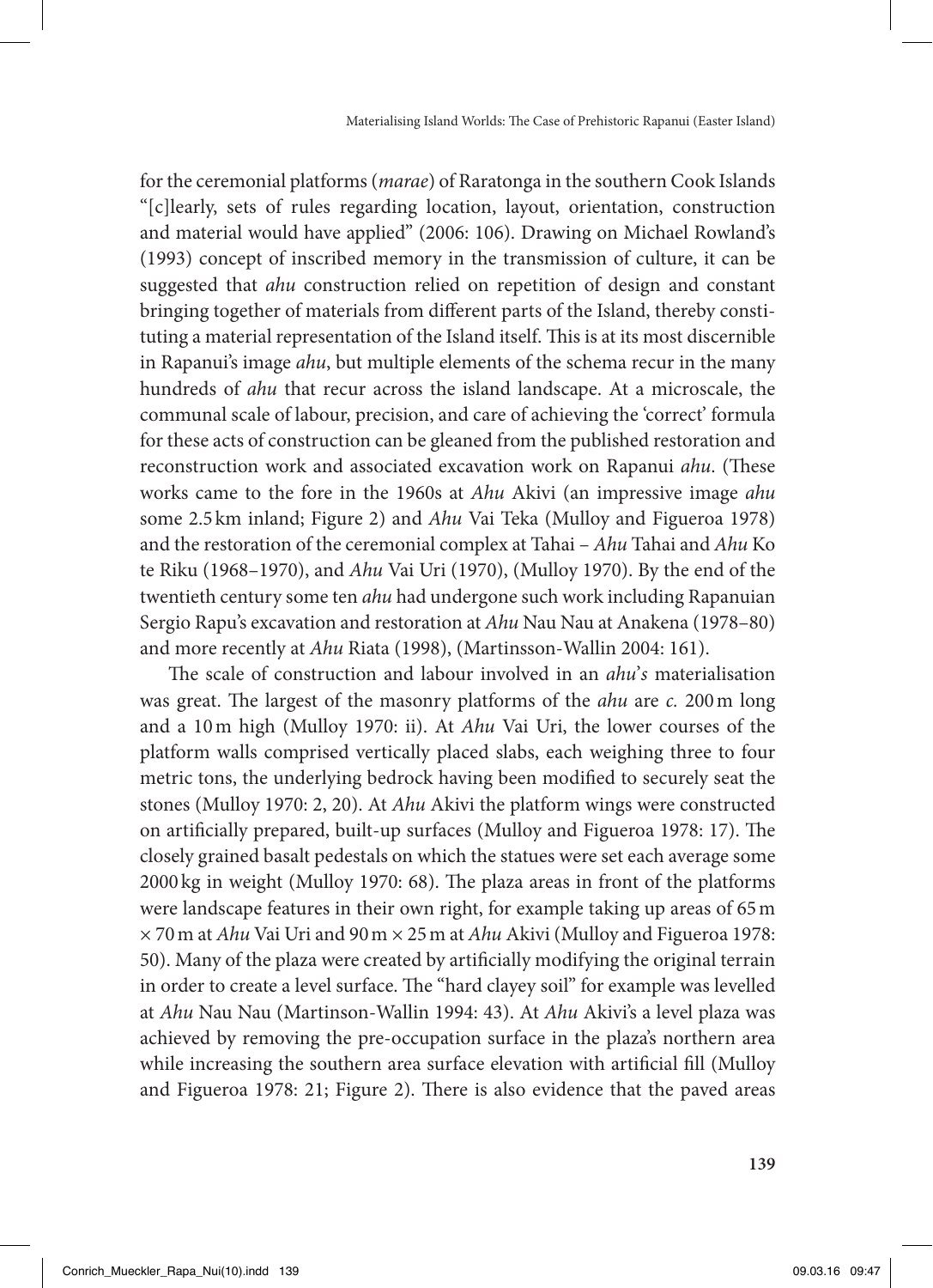for the ceremonial platforms (*marae*) of Raratonga in the southern Cook Islands "[c]learly, sets of rules regarding location, layout, orientation, construction and material would have applied" (2006: 106). Drawing on Michael Rowland's (1993) concept of inscribed memory in the transmission of culture, it can be suggested that *ahu* construction relied on repetition of design and constant bringing together of materials from different parts of the Island, thereby constituting a material representation of the Island itself. This is at its most discernible in Rapanui's image *ahu*, but multiple elements of the schema recur in the many hundreds of *ahu* that recur across the island landscape. At a microscale, the communal scale of labour, precision, and care of achieving the 'correct' formula for these acts of construction can be gleaned from the published restoration and reconstruction work and associated excavation work on Rapanui *ahu*. (These works came to the fore in the 1960s at *Ahu* Akivi (an impressive image *ahu* some 2.5 km inland; Figure 2) and *Ahu* Vai Teka (Mulloy and Figueroa 1978) and the restoration of the ceremonial complex at Tahai – *Ahu* Tahai and *Ahu* Ko te Riku (1968–1970), and *Ahu* Vai Uri (1970), (Mulloy 1970). By the end of the twentieth century some ten *ahu* had undergone such work including Rapanuian Sergio Rapu's excavation and restoration at *Ahu* Nau Nau at Anakena (1978–80) and more recently at *Ahu* Riata (1998), (Martinsson-Wallin 2004: 161).

The scale of construction and labour involved in an *ahu's* materialisation was great. The largest of the masonry platforms of the *ahu* are *c.* 200 m long and a 10 m high (Mulloy 1970: ii). At *Ahu* Vai Uri, the lower courses of the platform walls comprised vertically placed slabs, each weighing three to four metric tons, the underlying bedrock having been modified to securely seat the stones (Mulloy 1970: 2, 20). At *Ahu* Akivi the platform wings were constructed on artificially prepared, built-up surfaces (Mulloy and Figueroa 1978: 17). The closely grained basalt pedestals on which the statues were set each average some 2000 kg in weight (Mulloy 1970: 68). The plaza areas in front of the platforms were landscape features in their own right, for example taking up areas of 65 m × 70 m at *Ahu* Vai Uri and 90 m × 25 m at *Ahu* Akivi (Mulloy and Figueroa 1978: 50). Many of the plaza were created by artificially modifying the original terrain in order to create a level surface. The "hard clayey soil" for example was levelled at *Ahu* Nau Nau (Martinson-Wallin 1994: 43). At *Ahu* Akivi's a level plaza was achieved by removing the pre-occupation surface in the plaza's northern area while increasing the southern area surface elevation with artificial fill (Mulloy and Figueroa 1978: 21; Figure 2). There is also evidence that the paved areas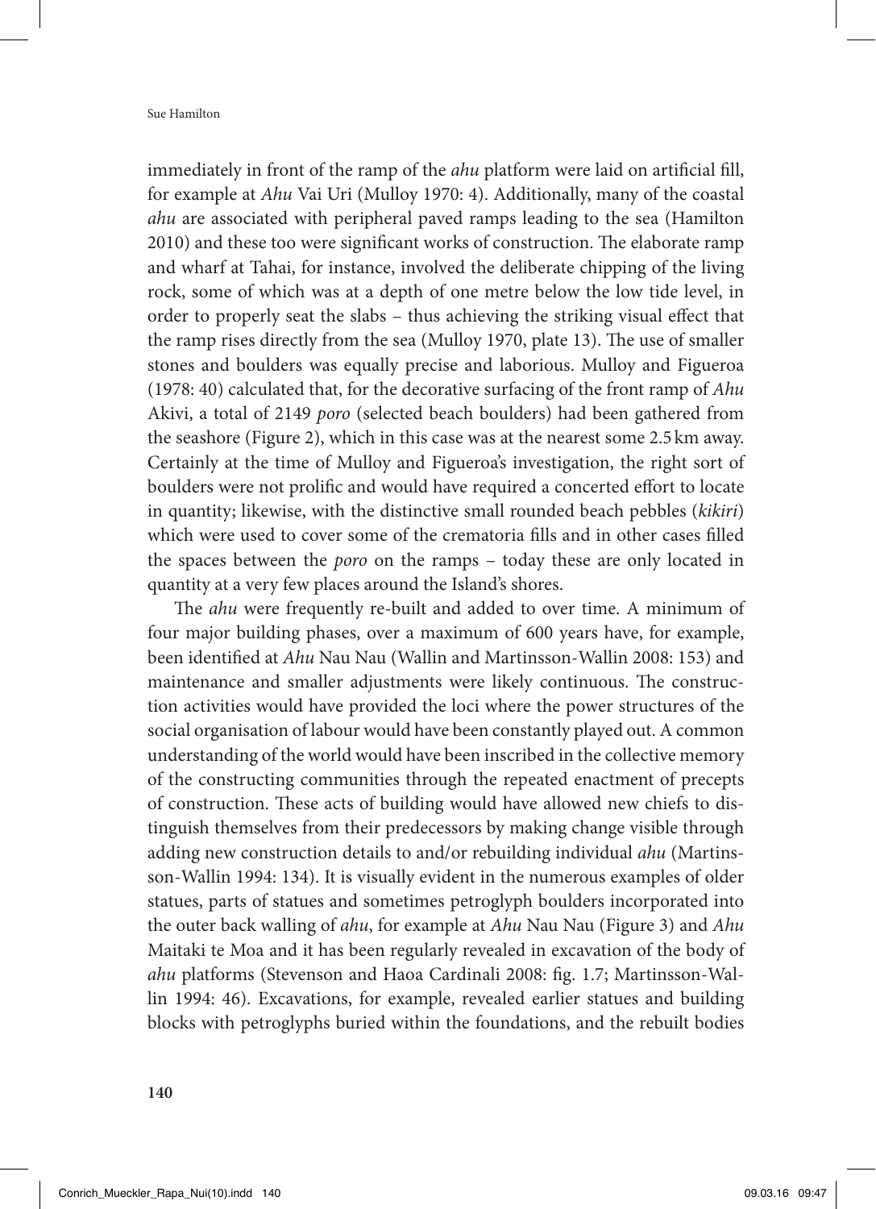immediately in front of the ramp of the *ahu* platform were laid on artificial fill, for example at *Ahu* Vai Uri (Mulloy 1970: 4). Additionally, many of the coastal *ahu* are associated with peripheral paved ramps leading to the sea (Hamilton 2010) and these too were significant works of construction. The elaborate ramp and wharf at Tahai, for instance, involved the deliberate chipping of the living rock, some of which was at a depth of one metre below the low tide level, in order to properly seat the slabs – thus achieving the striking visual effect that the ramp rises directly from the sea (Mulloy 1970, plate 13). The use of smaller stones and boulders was equally precise and laborious. Mulloy and Figueroa (1978: 40) calculated that, for the decorative surfacing of the front ramp of *Ahu* Akivi, a total of 2149 *poro* (selected beach boulders) had been gathered from the seashore (Figure 2), which in this case was at the nearest some 2.5 km away. Certainly at the time of Mulloy and Figueroa's investigation, the right sort of boulders were not prolific and would have required a concerted effort to locate in quantity; likewise, with the distinctive small rounded beach pebbles (*kikiri*) which were used to cover some of the crematoria fills and in other cases filled the spaces between the *poro* on the ramps – today these are only located in quantity at a very few places around the Island's shores.

The *ahu* were frequently re-built and added to over time. A minimum of four major building phases, over a maximum of 600 years have, for example, been identified at *Ahu* Nau Nau (Wallin and Martinsson-Wallin 2008: 153) and maintenance and smaller adjustments were likely continuous. The construction activities would have provided the loci where the power structures of the social organisation of labour would have been constantly played out. A common understanding of the world would have been inscribed in the collective memory of the constructing communities through the repeated enactment of precepts of construction. These acts of building would have allowed new chiefs to distinguish themselves from their predecessors by making change visible through adding new construction details to and/or rebuilding individual *ahu* (Martinsson-Wallin 1994: 134). It is visually evident in the numerous examples of older statues, parts of statues and sometimes petroglyph boulders incorporated into the outer back walling of *ahu*, for example at *Ahu* Nau Nau (Figure 3) and *Ahu* Maitaki te Moa and it has been regularly revealed in excavation of the body of *ahu* platforms (Stevenson and Haoa Cardinali 2008: fig. 1.7; Martinsson-Wallin 1994: 46). Excavations, for example, revealed earlier statues and building blocks with petroglyphs buried within the foundations, and the rebuilt bodies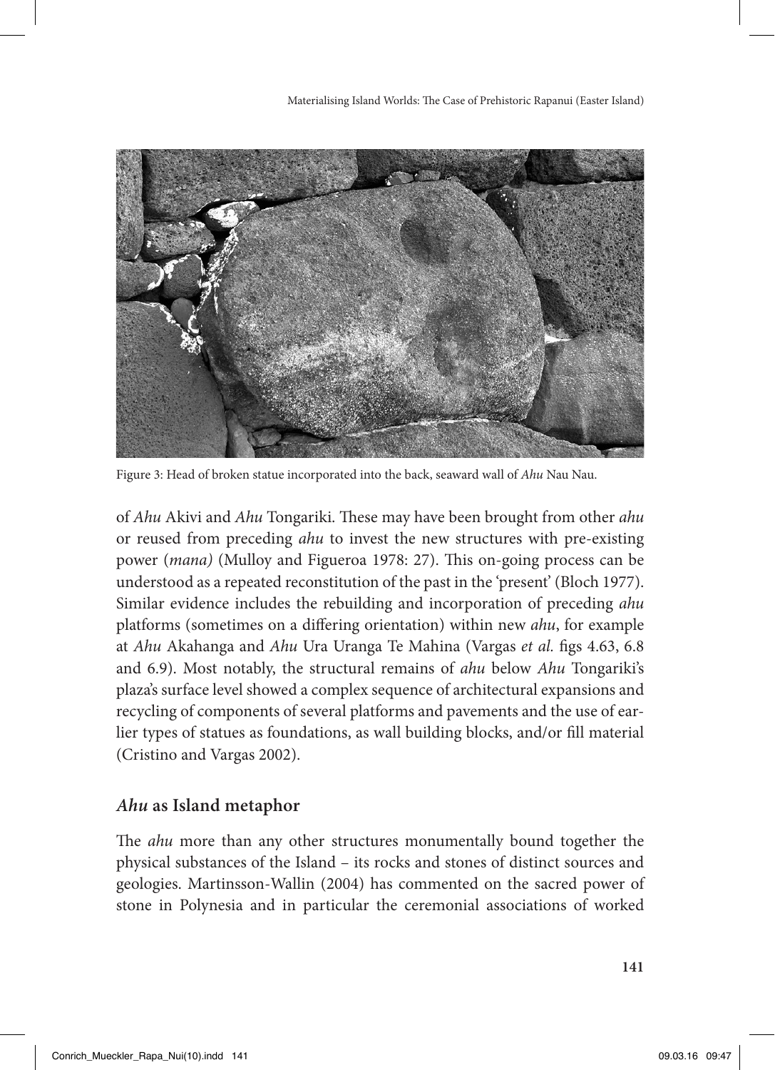Figure 3: Head of broken statue incorporated into the back, seaward wall of *Ahu* Nau Nau.

of *Ahu* Akivi and *Ahu* Tongariki. These may have been brought from other *ahu* or reused from preceding *ahu* to invest the new structures with pre-existing power (*mana)* (Mulloy and Figueroa 1978: 27). This on-going process can be understood as a repeated reconstitution of the past in the 'present' (Bloch 1977). Similar evidence includes the rebuilding and incorporation of preceding *ahu* platforms (sometimes on a differing orientation) within new *ahu*, for example at *Ahu* Akahanga and *Ahu* Ura Uranga Te Mahina (Vargas *et al.* figs 4.63, 6.8 and 6.9). Most notably, the structural remains of *ahu* below *Ahu* Tongariki's plaza's surface level showed a complex sequence of architectural expansions and recycling of components of several platforms and pavements and the use of earlier types of statues as foundations, as wall building blocks, and/or fill material (Cristino and Vargas 2002).

## *Ahu* as Island metaphor

The *ahu* more than any other structures monumentally bound together the physical substances of the Island – its rocks and stones of distinct sources and geologies. Martinsson-Wallin (2004) has commented on the sacred power of stone in Polynesia and in particular the ceremonial associations of worked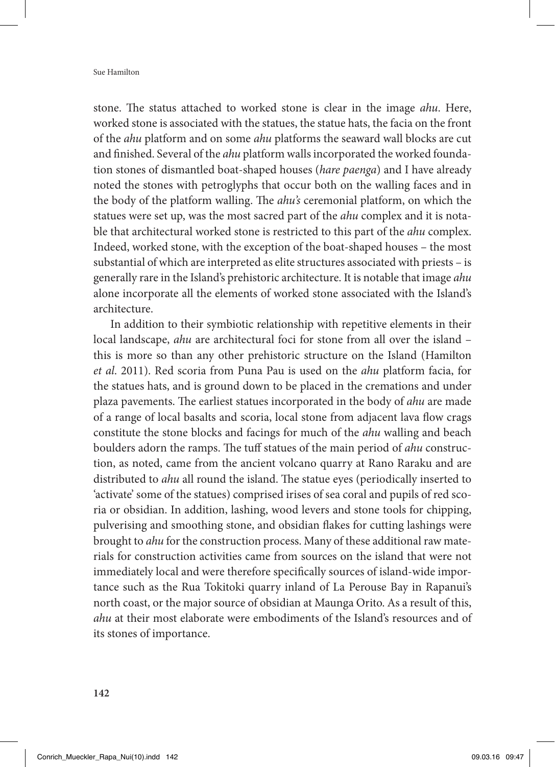stone. The status attached to worked stone is clear in the image *ahu*. Here, worked stone is associated with the statues, the statue hats, the facia on the front of the *ahu* platform and on some *ahu* platforms the seaward wall blocks are cut and finished. Several of the *ahu* platform walls incorporated the worked foundation stones of dismantled boat-shaped houses (*hare paenga*) and I have already noted the stones with petroglyphs that occur both on the walling faces and in the body of the platform walling. The *ahu's* ceremonial platform, on which the statues were set up, was the most sacred part of the *ahu* complex and it is notable that architectural worked stone is restricted to this part of the *ahu* complex. Indeed, worked stone, with the exception of the boat-shaped houses – the most substantial of which are interpreted as elite structures associated with priests – is generally rare in the Island's prehistoric architecture. It is notable that image *ahu* alone incorporate all the elements of worked stone associated with the Island's architecture.

In addition to their symbiotic relationship with repetitive elements in their local landscape, *ahu* are architectural foci for stone from all over the island – this is more so than any other prehistoric structure on the Island (Hamilton *et al*. 2011). Red scoria from Puna Pau is used on the *ahu* platform facia, for the statues hats, and is ground down to be placed in the cremations and under plaza pavements. The earliest statues incorporated in the body of *ahu* are made of a range of local basalts and scoria, local stone from adjacent lava flow crags constitute the stone blocks and facings for much of the *ahu* walling and beach boulders adorn the ramps. The tuff statues of the main period of *ahu* construction, as noted, came from the ancient volcano quarry at Rano Raraku and are distributed to *ahu* all round the island. The statue eyes (periodically inserted to 'activate' some of the statues) comprised irises of sea coral and pupils of red scoria or obsidian. In addition, lashing, wood levers and stone tools for chipping, pulverising and smoothing stone, and obsidian flakes for cutting lashings were brought to *ahu* for the construction process. Many of these additional raw materials for construction activities came from sources on the island that were not immediately local and were therefore specifically sources of island-wide importance such as the Rua Tokitoki quarry inland of La Perouse Bay in Rapanui's north coast, or the major source of obsidian at Maunga Orito. As a result of this, *ahu* at their most elaborate were embodiments of the Island's resources and of its stones of importance.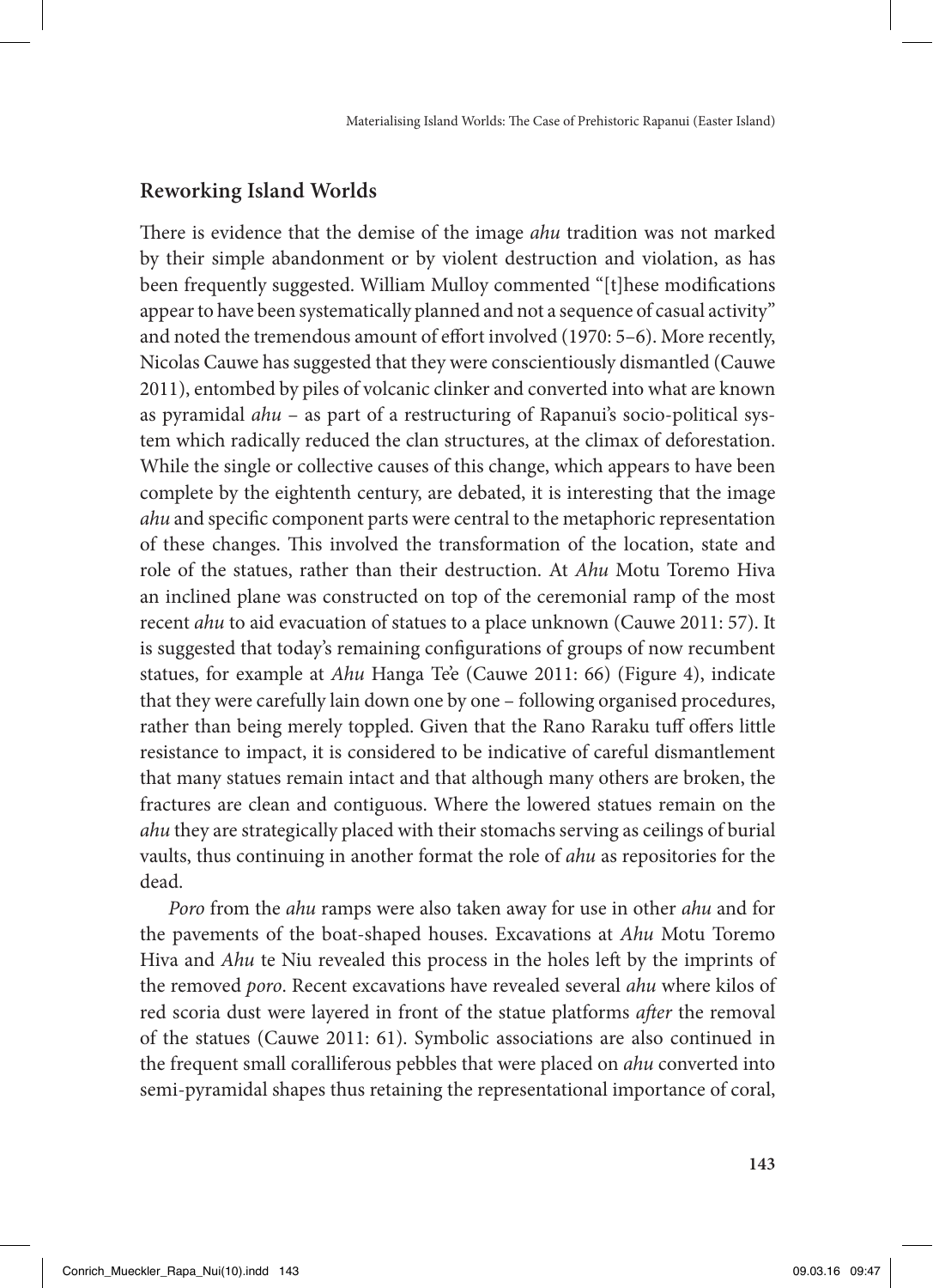## Reworking Island Worlds

There is evidence that the demise of the image *ahu* tradition was not marked by their simple abandonment or by violent destruction and violation, as has been frequently suggested. William Mulloy commented "[t]hese modifications appear to have been systematically planned and not a sequence of casual activity" and noted the tremendous amount of effort involved (1970: 5–6). More recently, Nicolas Cauwe has suggested that they were conscientiously dismantled (Cauwe 2011), entombed by piles of volcanic clinker and converted into what are known as pyramidal *ahu* – as part of a restructuring of Rapanui's socio-political system which radically reduced the clan structures, at the climax of deforestation. While the single or collective causes of this change, which appears to have been complete by the eighteenth century, are debated, it is interesting that the image *ahu* and specific component parts were central to the metaphoric representation of these changes. This involved the transformation of the location, state and role of the statues, rather than their destruction. At *Ahu* Motu Toremo Hiva an inclined plane was constructed on top of the ceremonial ramp of the most recent *ahu* to aid evacuation of statues to a place unknown (Cauwe 2011: 57). It is suggested that today's remaining configurations of groups of now recumbent statues, for example at *Ahu* Hanga Te'e (Cauwe 2011: 66) (Figure 4), indicate that they were carefully lain down one by one – following organised procedures, rather than being merely toppled. Given that the Rano Raraku tuff offers little resistance to impact, it is considered to be indicative of careful dismantlement that many statues remain intact and that although many others are broken, the fractures are clean and contiguous. Where the lowered statues remain on the *ahu* they are strategically placed with their stomachs serving as ceilings of burial vaults, thus continuing in another format the role of *ahu* as repositories for the dead.

*Poro* from the *ahu* ramps were also taken away for use in other *ahu* and for the pavements of the boat-shaped houses. Excavations at *Ahu* Motu Toremo Hiva and *Ahu* te Niu revealed this process in the holes left by the imprints of the removed *poro*. Recent excavations have revealed several *ahu* where kilos of red scoria dust were layered in front of the statue platforms *after* the removal of the statues (Cauwe 2011: 61). Symbolic associations are also continued in the frequent small coralliferous pebbles that were placed on *ahu* converted into semi-pyramidal shapes thus retaining the representational importance of coral,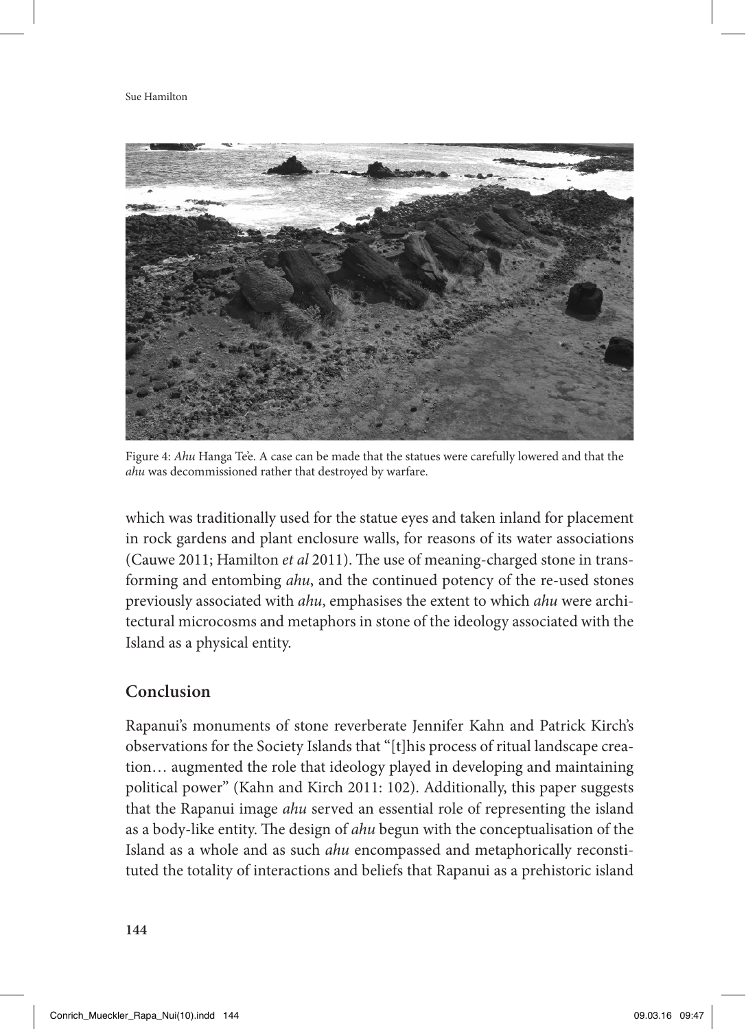Figure 4: *Ahu* Hanga Te'e. A case can be made that the statues were carefully lowered and that the *ahu* was decommissioned rather that destroyed by warfare.

which was traditionally used for the statue eyes and taken inland for placement in rock gardens and plant enclosure walls, for reasons of its water associations (Cauwe 2011; Hamilton *et al* 2011). The use of meaning-charged stone in transforming and entombing *ahu*, and the continued potency of the re-used stones previously associated with *ahu*, emphasises the extent to which *ahu* were architectural microcosms and metaphors in stone of the ideology associated with the Island as a physical entity.

## Conclusion

Rapanui's monuments of stone reverberate Jennifer Kahn and Patrick Kirch's observations for the Society Islands that "[t]his process of ritual landscape creation… augmented the role that ideology played in developing and maintaining political power" (Kahn and Kirch 2011: 102). Additionally, this paper suggests that the Rapanui image *ahu* served an essential role of representing the island as a body-like entity. The design of *ahu* begun with the conceptualisation of the Island as a whole and as such *ahu* encompassed and metaphorically reconstituted the totality of interactions and beliefs that Rapanui as a prehistoric island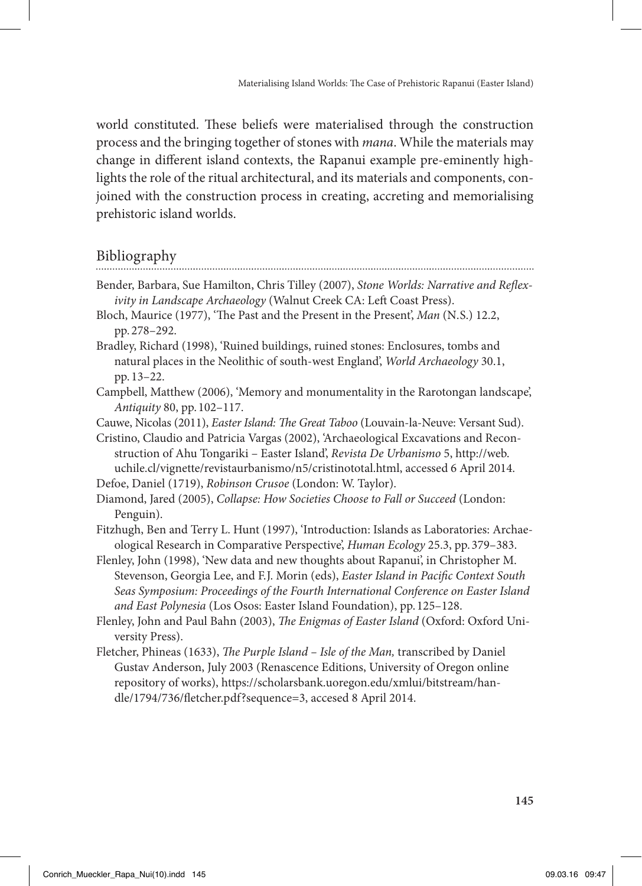world constituted. These beliefs were materialised through the construction process and the bringing together of stones with *mana*. While the materials may change in different island contexts, the Rapanui example pre-eminently highlights the role of the ritual architectural, and its materials and components, conjoined with the construction process in creating, accreting and memorialising prehistoric island worlds.

## Bibliography

Bender, Barbara, Sue Hamilton, Chris Tilley (2007), *Stone Worlds: Narrative and Reflexivity in Landscape Archaeology* (Walnut Creek CA: Left Coast Press).

Bloch, Maurice (1977), 'The Past and the Present in the Present', *Man* (N.S.) 12.2, pp. 278–292.

Bradley, Richard (1998), 'Ruined buildings, ruined stones: Enclosures, tombs and natural places in the Neolithic of south-west England', *World Archaeology* 30.1, pp. 13–22.

Campbell, Matthew (2006), 'Memory and monumentality in the Rarotongan landscape', *Antiquity* 80, pp. 102–117.

Cauwe, Nicolas (2011), *Easter Island: The Great Taboo* (Louvain-la-Neuve: Versant Sud).

Cristino, Claudio and Patricia Vargas (2002), 'Archaeological Excavations and Reconstruction of Ahu Tongariki – Easter Island', *Revista De Urbanismo* 5, http://web.uchile.cl/vignette/revistaurbanismo/n5/cristinototal.html, accessed 6 April 2014.

Defoe, Daniel (1719), *Robinson Crusoe* (London: W. Taylor).

Diamond, Jared (2005), *Collapse: How Societies Choose to Fall or Succeed* (London: Penguin).

Fitzhugh, Ben and Terry L. Hunt (1997), 'Introduction: Islands as Laboratories: Archaeological Research in Comparative Perspective', *Human Ecology* 25.3, pp. 379–383.

Flenley, John (1998), 'New data and new thoughts about Rapanui', in Christopher M. Stevenson, Georgia Lee, and F.J. Morin (eds), *Easter Island in Pacific Context South Seas Symposium: Proceedings of the Fourth International Conference on Easter Island and East Polynesia* (Los Osos: Easter Island Foundation), pp. 125–128.

Flenley, John and Paul Bahn (2003), *The Enigmas of Easter Island* (Oxford: Oxford University Press).

Fletcher, Phineas (1633), *The Purple Island – Isle of the Man,* transcribed by Daniel Gustav Anderson, July 2003 (Renascence Editions, University of Oregon online repository of works), https://scholarsbank.uoregon.edu/xmlui/bitstream/handle/1794/736/fletcher.pdf?sequence=3, accesed 8 April 2014.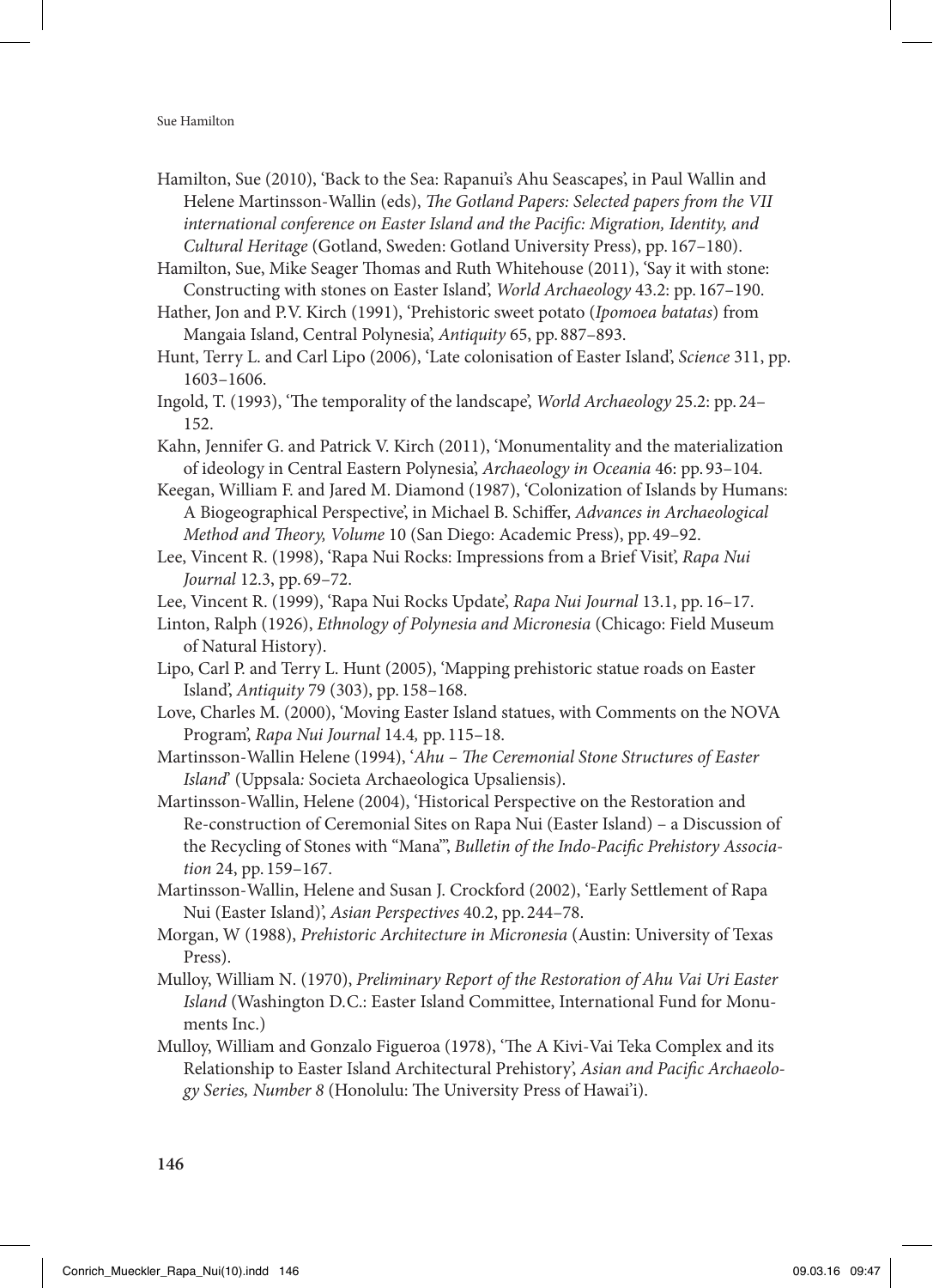Hamilton, Sue (2010), 'Back to the Sea: Rapanui's Ahu Seascapes', in Paul Wallin and Helene Martinsson-Wallin (eds), *The Gotland Papers: Selected papers from the VII international conference on Easter Island and the Pacific: Migration, Identity, and Cultural Heritage* (Gotland, Sweden: Gotland University Press), pp. 167–180).

Hamilton, Sue, Mike Seager Thomas and Ruth Whitehouse (2011), 'Say it with stone: Constructing with stones on Easter Island', *World Archaeology* 43.2: pp. 167–190.

Hather, Jon and P.V. Kirch (1991), 'Prehistoric sweet potato (*Ipomoea batatas*) from Mangaia Island, Central Polynesia', *Antiquity* 65, pp. 887–893.

Hunt, Terry L. and Carl Lipo (2006), 'Late colonisation of Easter Island', *Science* 311, pp. 1603–1606.

Ingold, T. (1993), 'The temporality of the landscape', *World Archaeology* 25.2: pp. 24–152.

Kahn, Jennifer G. and Patrick V. Kirch (2011), 'Monumentality and the materialization of ideology in Central Eastern Polynesia', *Archaeology in Oceania* 46: pp. 93–104.

Keegan, William F. and Jared M. Diamond (1987), 'Colonization of Islands by Humans: A Biogeographical Perspective', in Michael B. Schiffer, *Advances in Archaeological Method and Theory, Volume* 10 (San Diego: Academic Press), pp. 49–92.

Lee, Vincent R. (1998), 'Rapa Nui Rocks: Impressions from a Brief Visit', *Rapa Nui Journal* 12.3, pp. 69–72.

Lee, Vincent R. (1999), 'Rapa Nui Rocks Update', *Rapa Nui Journal* 13.1, pp. 16–17.

Linton, Ralph (1926), *Ethnology of Polynesia and Micronesia* (Chicago: Field Museum of Natural History).

Lipo, Carl P. and Terry L. Hunt (2005), 'Mapping prehistoric statue roads on Easter Island', *Antiquity* 79 (303), pp. 158–168.

Love, Charles M. (2000), 'Moving Easter Island statues, with Comments on the NOVA Program', *Rapa Nui Journal* 14.4*,* pp. 115–18.

Martinsson-Wallin Helene (1994), '*Ahu – The Ceremonial Stone Structures of Easter Island*' (Uppsala*:* Societa Archaeologica Upsaliensis).

Martinsson-Wallin, Helene (2004), 'Historical Perspective on the Restoration and Re-construction of Ceremonial Sites on Rapa Nui (Easter Island) – a Discussion of the Recycling of Stones with "Mana"', *Bulletin of the Indo-Pacific Prehistory Association* 24, pp. 159–167.

Martinsson-Wallin, Helene and Susan J. Crockford (2002), 'Early Settlement of Rapa Nui (Easter Island)', *Asian Perspectives* 40.2, pp. 244–78.

Morgan, W (1988), *Prehistoric Architecture in Micronesia* (Austin: University of Texas Press).

Mulloy, William N. (1970), *Preliminary Report of the Restoration of Ahu Vai Uri Easter Island* (Washington D.C.: Easter Island Committee, International Fund for Monuments Inc.)

Mulloy, William and Gonzalo Figueroa (1978), 'The A Kivi-Vai Teka Complex and its Relationship to Easter Island Architectural Prehistory', *Asian and Pacific Archaeology Series, Number 8* (Honolulu: The University Press of Hawai'i).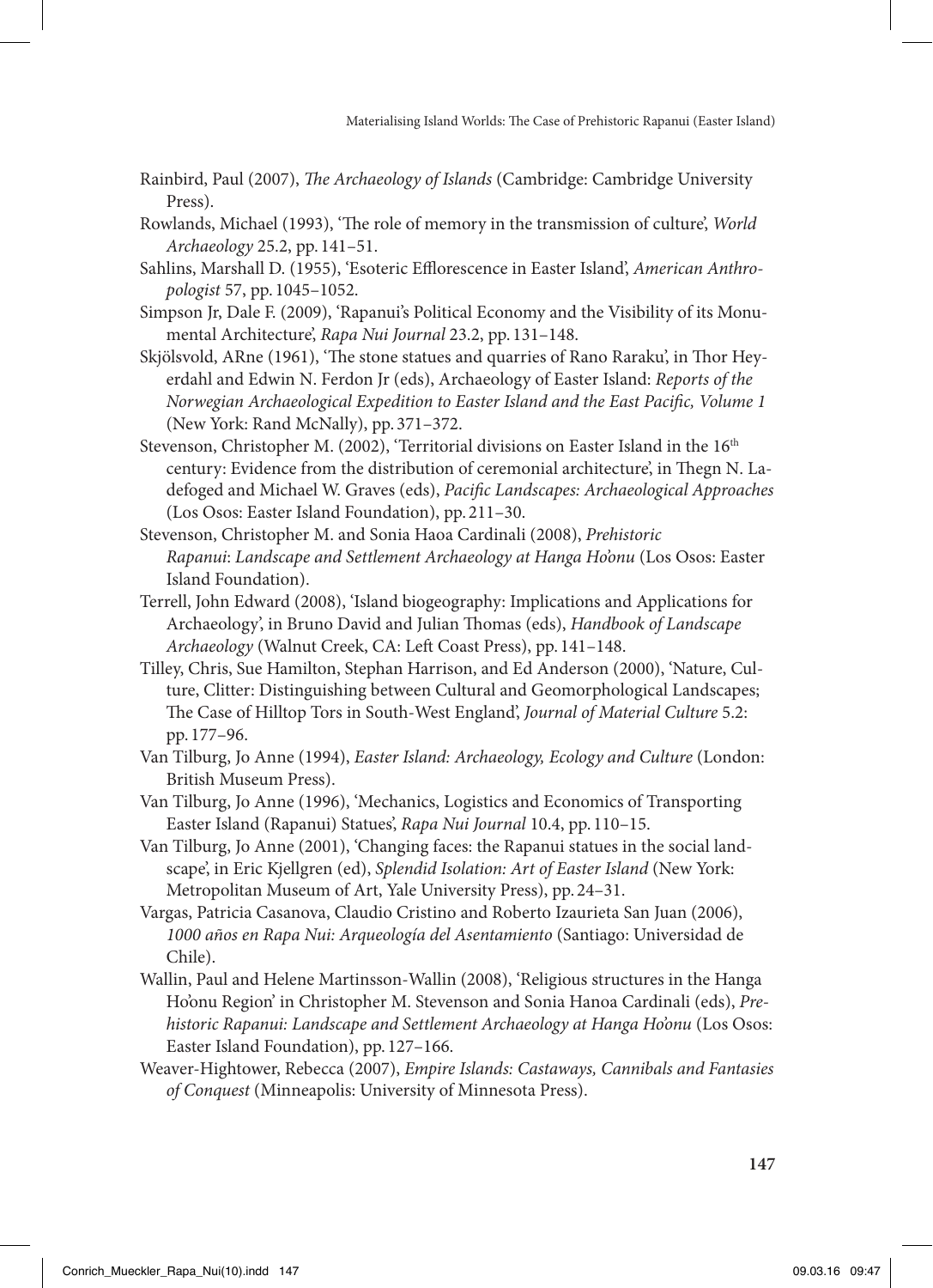Rainbird, Paul (2007), *The Archaeology of Islands* (Cambridge: Cambridge University Press).

Rowlands, Michael (1993), 'The role of memory in the transmission of culture', *World Archaeology* 25.2, pp. 141–51.

Sahlins, Marshall D. (1955), 'Esoteric Efflorescence in Easter Island', *American Anthropologist* 57, pp. 1045–1052.

Simpson Jr, Dale F. (2009), 'Rapanui's Political Economy and the Visibility of its Monumental Architecture', *Rapa Nui Journal* 23.2, pp. 131–148.

Skjölsvold, ARne (1961), 'The stone statues and quarries of Rano Raraku', in Thor Heyerdahl and Edwin N. Ferdon Jr (eds), Archaeology of Easter Island: *Reports of the Norwegian Archaeological Expedition to Easter Island and the East Pacific, Volume 1* (New York: Rand McNally), pp. 371–372.

Stevenson, Christopher M. (2002), 'Territorial divisions on Easter Island in the 16th century: Evidence from the distribution of ceremonial architecture', in Thegn N. Ladefoged and Michael W. Graves (eds), *Pacific Landscapes: Archaeological Approaches* (Los Osos: Easter Island Foundation), pp. 211–30.

Stevenson, Christopher M. and Sonia Haoa Cardinali (2008), *Prehistoric Rapanui: Landscape and Settlement Archaeology at Hanga Ho'onu* (Los Osos: Easter Island Foundation).

Terrell, John Edward (2008), 'Island biogeography: Implications and Applications for Archaeology', in Bruno David and Julian Thomas (eds), *Handbook of Landscape Archaeology* (Walnut Creek, CA: Left Coast Press), pp. 141–148.

Tilley, Chris, Sue Hamilton, Stephan Harrison, and Ed Anderson (2000), 'Nature, Culture, Clitter: Distinguishing between Cultural and Geomorphological Landscapes; The Case of Hilltop Tors in South-West England', *Journal of Material Culture* 5.2: pp. 177–96.

Van Tilburg, Jo Anne (1994), *Easter Island: Archaeology, Ecology and Culture* (London: British Museum Press).

Van Tilburg, Jo Anne (1996), 'Mechanics, Logistics and Economics of Transporting Easter Island (Rapanui) Statues', *Rapa Nui Journal* 10.4, pp. 110–15.

Van Tilburg, Jo Anne (2001), 'Changing faces: the Rapanui statues in the social landscape', in Eric Kjellgren (ed), *Splendid Isolation: Art of Easter Island* (New York: Metropolitan Museum of Art, Yale University Press), pp. 24–31.

Vargas, Patricia Casanova, Claudio Cristino and Roberto Izaurieta San Juan (2006), *1000 años en Rapa Nui: Arqueología del Asentamiento* (Santiago: Universidad de Chile).

Wallin, Paul and Helene Martinsson-Wallin (2008), 'Religious structures in the Hanga Ho'onu Region' in Christopher M. Stevenson and Sonia Hanoa Cardinali (eds), *Prehistoric Rapanui: Landscape and Settlement Archaeology at Hanga Ho'onu* (Los Osos: Easter Island Foundation), pp. 127–166.

Weaver-Hightower, Rebecca (2007), *Empire Islands: Castaways, Cannibals and Fantasies of Conquest* (Minneapolis: University of Minnesota Press).